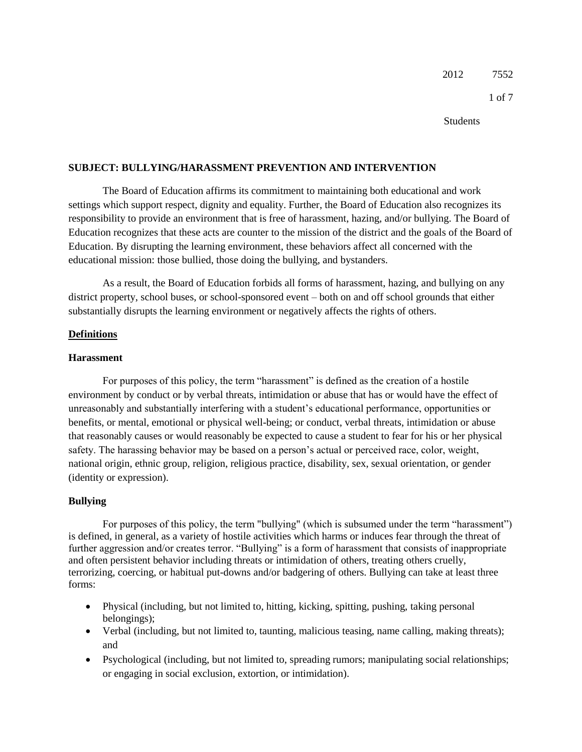# SUBJECT: BULLYING/HARASSMENT PREVENTION AND INTERVENTION

The Board of Education affirms its commitment to maintaining both educational and work settings which support respect, dignity and equality. Further, the Board of Education also recognizes its responsibility to provide an environment that is free of harassment, hazing, and/or bullying. The Board of Education recognizes that these acts are counter to the mission of the district and the goals of the Board of Education. By disrupting the learning environment, these behaviors affect all concerned with the educational mission: those bullied, those doing the bullying, and bystanders.

As a result, the Board of Education forbids all forms of harassment, hazing, and bullying on any district property, school buses, or school-sponsored event – both on and off school grounds that either substantially disrupts the learning environment or negatively affects the rights of others.

## Definitions

### Harassment

For purposes of this policy, the term "harassment" is defined as the creation of a hostile environment by conduct or by verbal threats, intimidation or abuse that has or would have the effect of unreasonably and substantially interfering with a student's educational performance, opportunities or benefits, or mental, emotional or physical well-being; or conduct, verbal threats, intimidation or abuse that reasonably causes or would reasonably be expected to cause a student to fear for his or her physical safety. The harassing behavior may be based on a person's actual or perceived race, color, weight, national origin, ethnic group, religion, religious practice, disability, sex, sexual orientation, or gender (identity or expression).

### Bullying

For purposes of this policy, the term "bullying" (which is subsumed under the term "harassment") is defined, in general, as a variety of hostile activities which harms or induces fear through the threat of further aggression and/or creates terror. "Bullying" is a form of harassment that consists of inappropriate and often persistent behavior including threats or intimidation of others, treating others cruelly, terrorizing, coercing, or habitual put-downs and/or badgering of others. Bullying can take at least three forms:

- Physical (including, but not limited to, hitting, kicking, spitting, pushing, taking personal belongings);
- Verbal (including, but not limited to, taunting, malicious teasing, name calling, making threats); and
- Psychological (including, but not limited to, spreading rumors; manipulating social relationships; or engaging in social exclusion, extortion, or intimidation).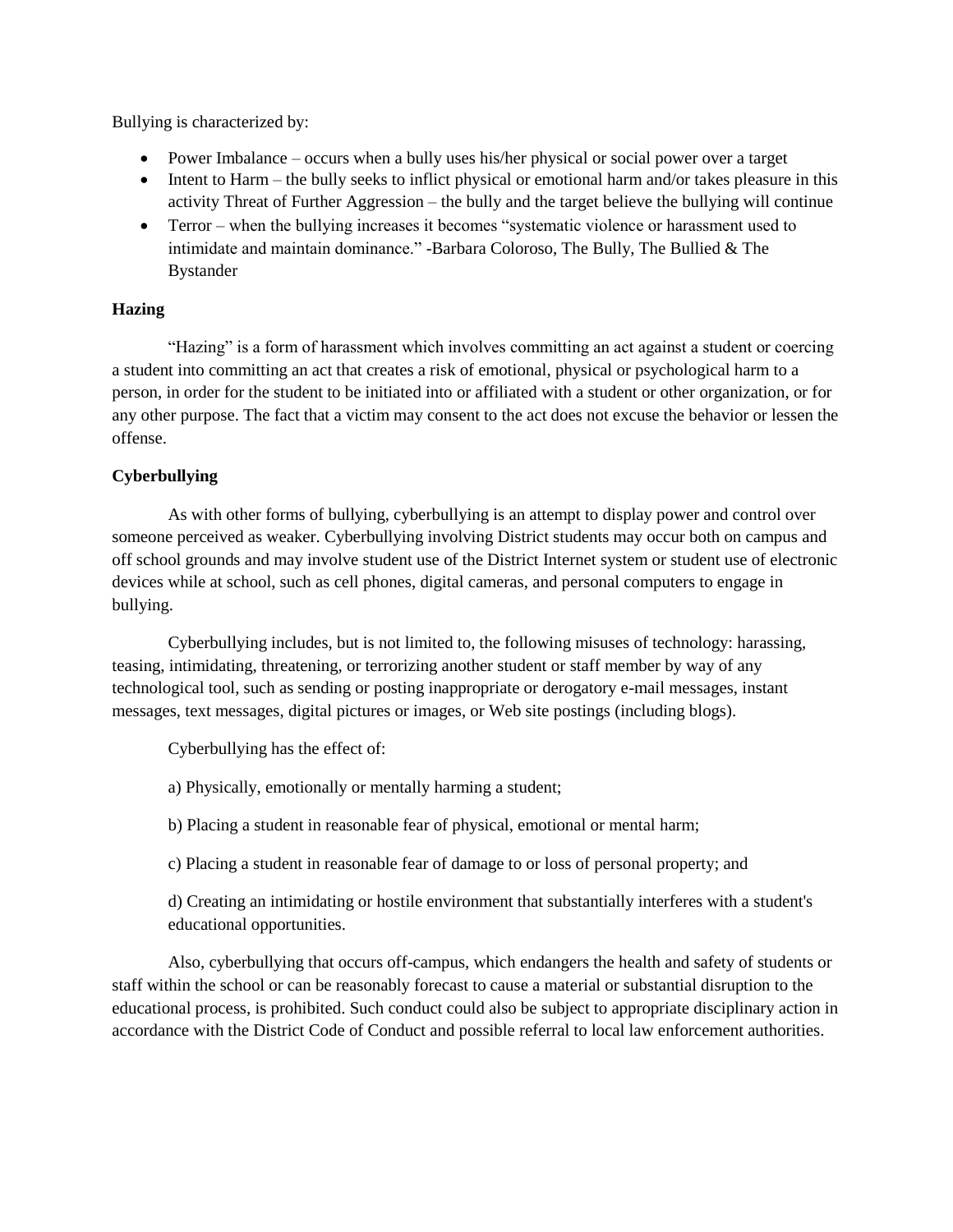Bullying is characterized by:

- Power Imbalance – occurs when a bully uses his/her physical or social power over a target
- Intent to Harm – the bully seeks to inflict physical or emotional harm and/or takes pleasure in this activity Threat of Further Aggression – the bully and the target believe the bullying will continue
- Terror – when the bullying increases it becomes "systematic violence or harassment used to intimidate and maintain dominance." -Barbara Coloroso, The Bully, The Bullied & The Bystander

**Hazing**

"Hazing" is a form of harassment which involves committing an act against a student or coercing a student into committing an act that creates a risk of emotional, physical or psychological harm to a person, in order for the student to be initiated into or affiliated with a student or other organization, or for any other purpose. The fact that a victim may consent to the act does not excuse the behavior or lessen the offense.

**Cyberbullying**

As with other forms of bullying, cyberbullying is an attempt to display power and control over someone perceived as weaker. Cyberbullying involving District students may occur both on campus and off school grounds and may involve student use of the District Internet system or student use of electronic devices while at school, such as cell phones, digital cameras, and personal computers to engage in bullying.

Cyberbullying includes, but is not limited to, the following misuses of technology: harassing, teasing, intimidating, threatening, or terrorizing another student or staff member by way of any technological tool, such as sending or posting inappropriate or derogatory e-mail messages, instant messages, text messages, digital pictures or images, or Web site postings (including blogs).

Cyberbullying has the effect of:

a) Physically, emotionally or mentally harming a student;

b) Placing a student in reasonable fear of physical, emotional or mental harm;

c) Placing a student in reasonable fear of damage to or loss of personal property; and

d) Creating an intimidating or hostile environment that substantially interferes with a student's educational opportunities.

Also, cyberbullying that occurs off-campus, which endangers the health and safety of students or staff within the school or can be reasonably forecast to cause a material or substantial disruption to the educational process, is prohibited. Such conduct could also be subject to appropriate disciplinary action in accordance with the District Code of Conduct and possible referral to local law enforcement authorities.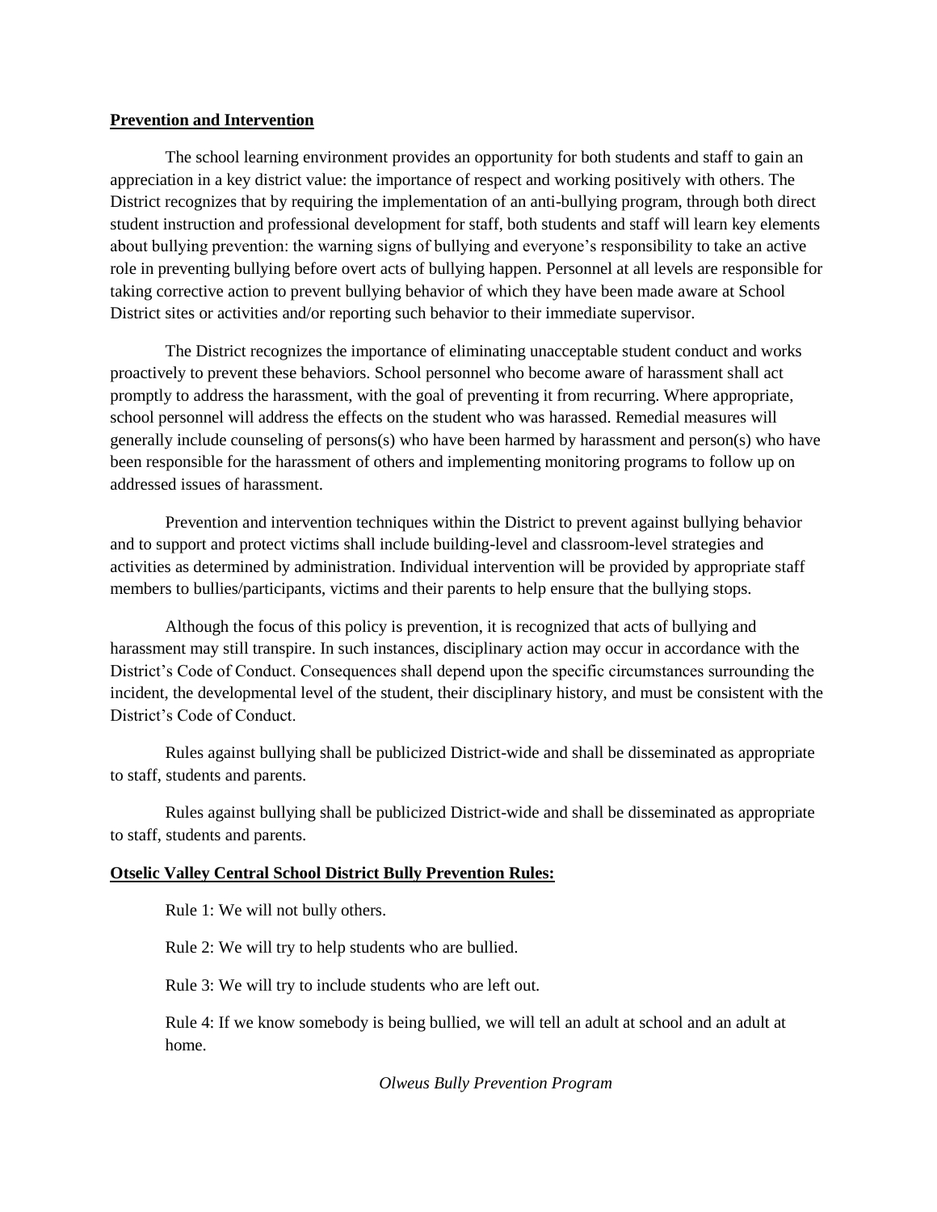**Prevention and Intervention**

The school learning environment provides an opportunity for both students and staff to gain an appreciation in a key district value: the importance of respect and working positively with others. The District recognizes that by requiring the implementation of an anti-bullying program, through both direct student instruction and professional development for staff, both students and staff will learn key elements about bullying prevention: the warning signs of bullying and everyone's responsibility to take an active role in preventing bullying before overt acts of bullying happen. Personnel at all levels are responsible for taking corrective action to prevent bullying behavior of which they have been made aware at School District sites or activities and/or reporting such behavior to their immediate supervisor.

The District recognizes the importance of eliminating unacceptable student conduct and works proactively to prevent these behaviors. School personnel who become aware of harassment shall act promptly to address the harassment, with the goal of preventing it from recurring. Where appropriate, school personnel will address the effects on the student who was harassed. Remedial measures will generally include counseling of persons(s) who have been harmed by harassment and person(s) who have been responsible for the harassment of others and implementing monitoring programs to follow up on addressed issues of harassment.

Prevention and intervention techniques within the District to prevent against bullying behavior and to support and protect victims shall include building-level and classroom-level strategies and activities as determined by administration. Individual intervention will be provided by appropriate staff members to bullies/participants, victims and their parents to help ensure that the bullying stops.

Although the focus of this policy is prevention, it is recognized that acts of bullying and harassment may still transpire. In such instances, disciplinary action may occur in accordance with the District's Code of Conduct. Consequences shall depend upon the specific circumstances surrounding the incident, the developmental level of the student, their disciplinary history, and must be consistent with the District's Code of Conduct.

Rules against bullying shall be publicized District-wide and shall be disseminated as appropriate to staff, students and parents.

Rules against bullying shall be publicized District-wide and shall be disseminated as appropriate to staff, students and parents.

**Otselic Valley Central School District Bully Prevention Rules:**

Rule 1: We will not bully others.

Rule 2: We will try to help students who are bullied.

Rule 3: We will try to include students who are left out.

Rule 4: If we know somebody is being bullied, we will tell an adult at school and an adult at home.

*Olweus Bully Prevention Program*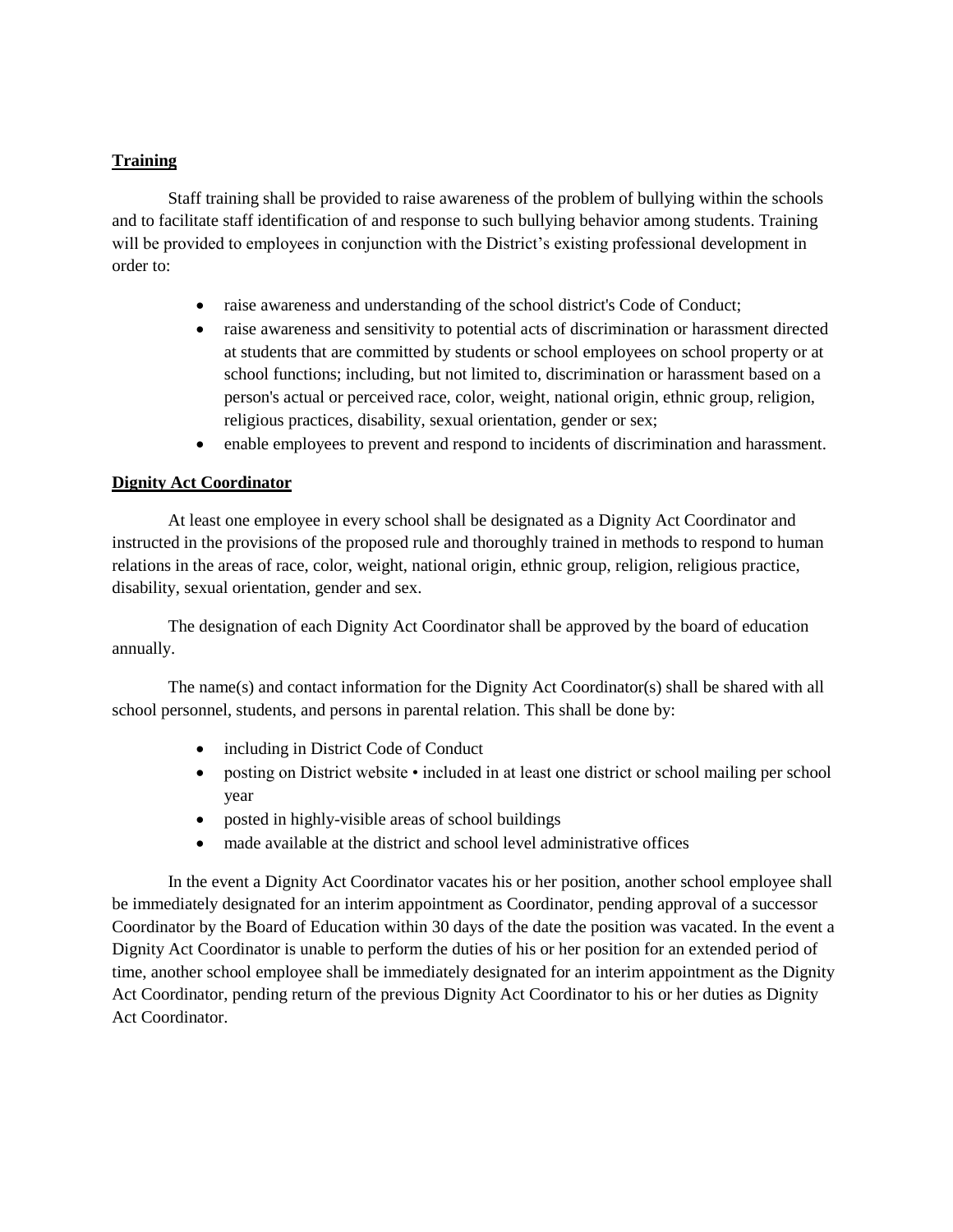**Training**

Staff training shall be provided to raise awareness of the problem of bullying within the schools and to facilitate staff identification of and response to such bullying behavior among students. Training will be provided to employees in conjunction with the District's existing professional development in order to:

- raise awareness and understanding of the school district's Code of Conduct;
- raise awareness and sensitivity to potential acts of discrimination or harassment directed at students that are committed by students or school employees on school property or at school functions; including, but not limited to, discrimination or harassment based on a person's actual or perceived race, color, weight, national origin, ethnic group, religion, religious practices, disability, sexual orientation, gender or sex;
- enable employees to prevent and respond to incidents of discrimination and harassment.

**Dignity Act Coordinator**

At least one employee in every school shall be designated as a Dignity Act Coordinator and instructed in the provisions of the proposed rule and thoroughly trained in methods to respond to human relations in the areas of race, color, weight, national origin, ethnic group, religion, religious practice, disability, sexual orientation, gender and sex.

The designation of each Dignity Act Coordinator shall be approved by the board of education annually.

The name(s) and contact information for the Dignity Act Coordinator(s) shall be shared with all school personnel, students, and persons in parental relation. This shall be done by:

- including in District Code of Conduct
- posting on District website • included in at least one district or school mailing per school year
- posted in highly-visible areas of school buildings
- made available at the district and school level administrative offices

In the event a Dignity Act Coordinator vacates his or her position, another school employee shall be immediately designated for an interim appointment as Coordinator, pending approval of a successor Coordinator by the Board of Education within 30 days of the date the position was vacated. In the event a Dignity Act Coordinator is unable to perform the duties of his or her position for an extended period of time, another school employee shall be immediately designated for an interim appointment as the Dignity Act Coordinator, pending return of the previous Dignity Act Coordinator to his or her duties as Dignity Act Coordinator.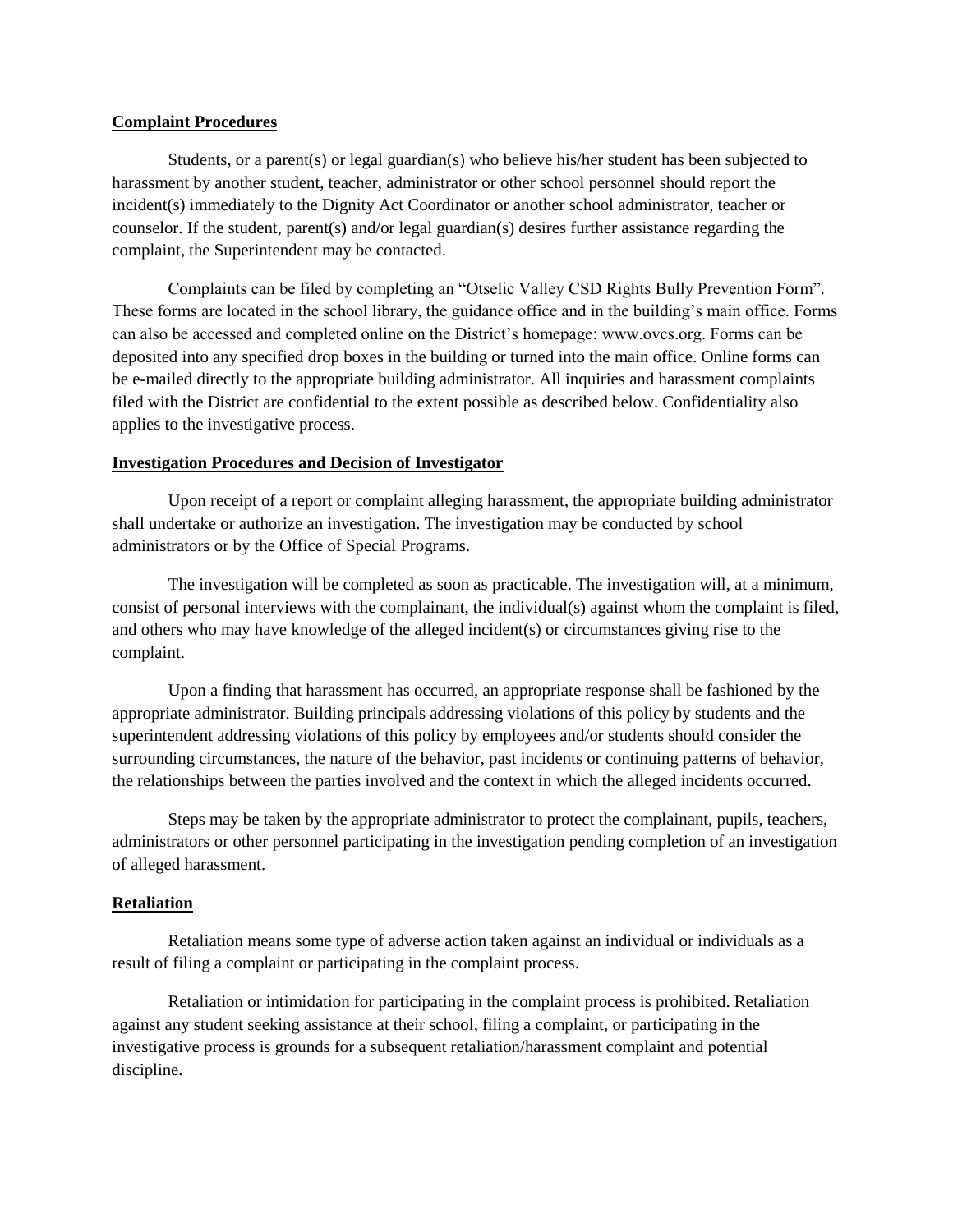**Complaint Procedures**

Students, or a parent(s) or legal guardian(s) who believe his/her student has been subjected to harassment by another student, teacher, administrator or other school personnel should report the incident(s) immediately to the Dignity Act Coordinator or another school administrator, teacher or counselor. If the student, parent(s) and/or legal guardian(s) desires further assistance regarding the complaint, the Superintendent may be contacted.

Complaints can be filed by completing an "Otselic Valley CSD Rights Bully Prevention Form". These forms are located in the school library, the guidance office and in the building's main office. Forms can also be accessed and completed online on the District's homepage: www.ovcs.org. Forms can be deposited into any specified drop boxes in the building or turned into the main office. Online forms can be e-mailed directly to the appropriate building administrator. All inquiries and harassment complaints filed with the District are confidential to the extent possible as described below. Confidentiality also applies to the investigative process.

**Investigation Procedures and Decision of Investigator**

Upon receipt of a report or complaint alleging harassment, the appropriate building administrator shall undertake or authorize an investigation. The investigation may be conducted by school administrators or by the Office of Special Programs.

The investigation will be completed as soon as practicable. The investigation will, at a minimum, consist of personal interviews with the complainant, the individual(s) against whom the complaint is filed, and others who may have knowledge of the alleged incident(s) or circumstances giving rise to the complaint.

Upon a finding that harassment has occurred, an appropriate response shall be fashioned by the appropriate administrator. Building principals addressing violations of this policy by students and the superintendent addressing violations of this policy by employees and/or students should consider the surrounding circumstances, the nature of the behavior, past incidents or continuing patterns of behavior, the relationships between the parties involved and the context in which the alleged incidents occurred.

Steps may be taken by the appropriate administrator to protect the complainant, pupils, teachers, administrators or other personnel participating in the investigation pending completion of an investigation of alleged harassment.

**Retaliation**

Retaliation means some type of adverse action taken against an individual or individuals as a result of filing a complaint or participating in the complaint process.

Retaliation or intimidation for participating in the complaint process is prohibited. Retaliation against any student seeking assistance at their school, filing a complaint, or participating in the investigative process is grounds for a subsequent retaliation/harassment complaint and potential discipline.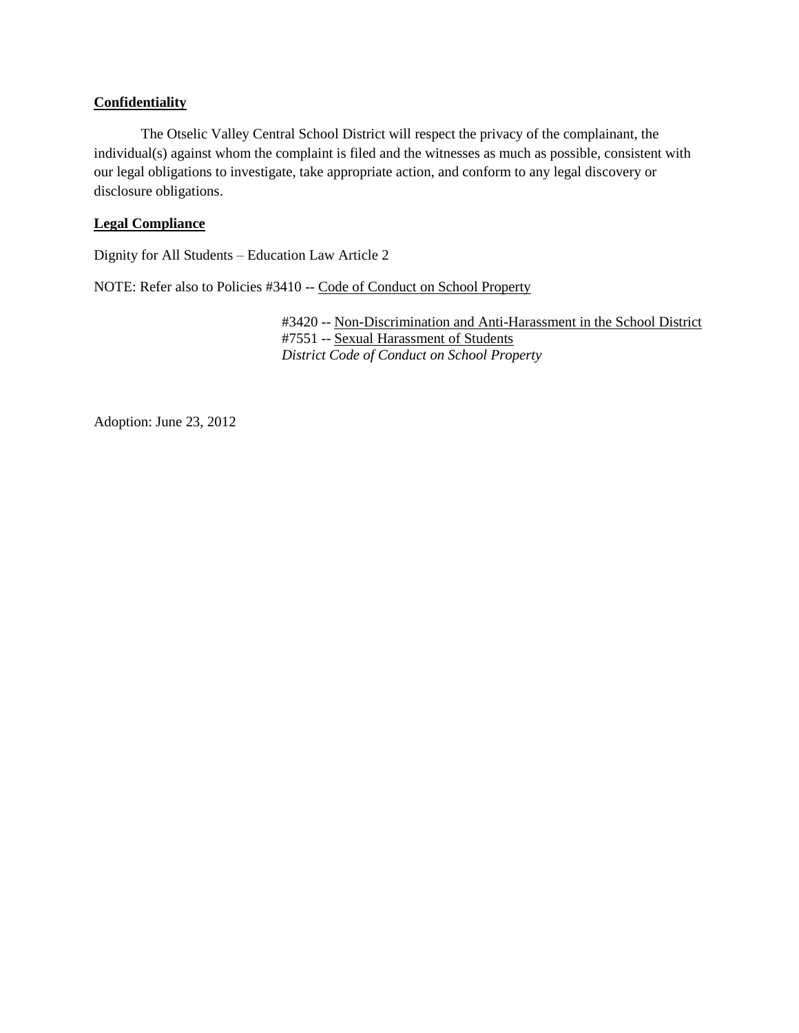**Confidentiality**

The Otselic Valley Central School District will respect the privacy of the complainant, the individual(s) against whom the complaint is filed and the witnesses as much as possible, consistent with our legal obligations to investigate, take appropriate action, and conform to any legal discovery or disclosure obligations.

**Legal Compliance**

Dignity for All Students – Education Law Article 2

NOTE: Refer also to Policies #3410 -- Code of Conduct on School Property

#3420 -- Non-Discrimination and Anti-Harassment in the School District
#7551 -- Sexual Harassment of Students
*District Code of Conduct on School Property*

Adoption: June 23, 2012